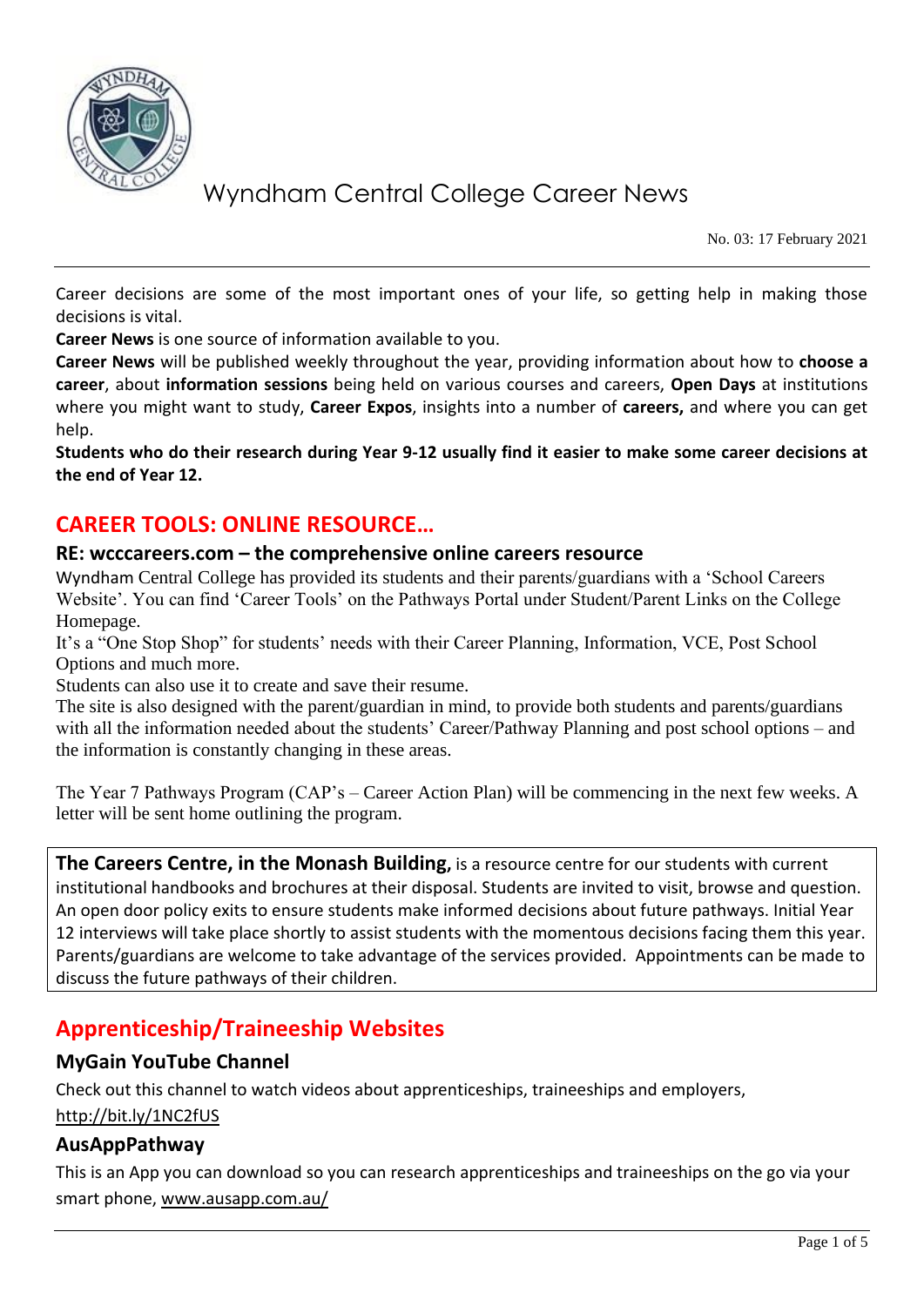# Wyndham Central College Career News

No. 03: 17 February 2021

Career decisions are some of the most important ones of your life, so getting help in making those decisions is vital.

**Career News** is one source of information available to you.

**Career News** will be published weekly throughout the year, providing information about how to **choose a career**, about **information sessions** being held on various courses and careers, **Open Days** at institutions where you might want to study, **Career Expos**, insights into a number of **careers,** and where you can get help.

**Students who do their research during Year 9-12 usually find it easier to make some career decisions at the end of Year 12.**

## CAREER TOOLS: ONLINE RESOURCE…

### RE: wcccareers.com – the comprehensive online careers resource

Wyndham Central College has provided its students and their parents/guardians with a 'School Careers Website'. You can find 'Career Tools' on the Pathways Portal under Student/Parent Links on the College Homepage.

It's a "One Stop Shop" for students' needs with their Career Planning, Information, VCE, Post School Options and much more.

Students can also use it to create and save their resume.

The site is also designed with the parent/guardian in mind, to provide both students and parents/guardians with all the information needed about the students' Career/Pathway Planning and post school options – and the information is constantly changing in these areas.

The Year 7 Pathways Program (CAP's – Career Action Plan) will be commencing in the next few weeks. A letter will be sent home outlining the program.

**The Careers Centre, in the Monash Building**, is a resource centre for our students with current institutional handbooks and brochures at their disposal. Students are invited to visit, browse and question. An open door policy exits to ensure students make informed decisions about future pathways. Initial Year 12 interviews will take place shortly to assist students with the momentous decisions facing them this year. Parents/guardians are welcome to take advantage of the services provided. Appointments can be made to discuss the future pathways of their children.

## Apprenticeship/Traineeship Websites

### MyGain YouTube Channel

Check out this channel to watch videos about apprenticeships, traineeships and employers, http://bit.ly/1NC2fUS

### AusAppPathway

This is an App you can download so you can research apprenticeships and traineeships on the go via your smart phone, www.ausapp.com.au/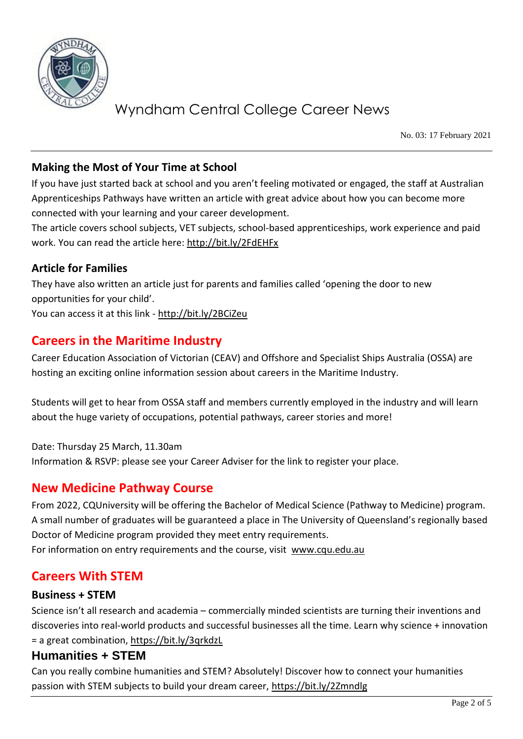## Making the Most of Your Time at School

If you have just started back at school and you aren't feeling motivated or engaged, the staff at Australian Apprenticeships Pathways have written an article with great advice about how you can become more connected with your learning and your career development.

The article covers school subjects, VET subjects, school-based apprenticeships, work experience and paid work. You can read the article here: http://bit.ly/2FdEHFx

## Article for Families

They have also written an article just for parents and families called 'opening the door to new opportunities for your child'.

You can access it at this link - http://bit.ly/2BCiZeu

# Careers in the Maritime Industry

Career Education Association of Victorian (CEAV) and Offshore and Specialist Ships Australia (OSSA) are hosting an exciting online information session about careers in the Maritime Industry.

Students will get to hear from OSSA staff and members currently employed in the industry and will learn about the huge variety of occupations, potential pathways, career stories and more!

Date: Thursday 25 March, 11.30am

Information & RSVP: please see your Career Adviser for the link to register your place.

# New Medicine Pathway Course

From 2022, CQUniversity will be offering the Bachelor of Medical Science (Pathway to Medicine) program. A small number of graduates will be guaranteed a place in The University of Queensland's regionally based Doctor of Medicine program provided they meet entry requirements.

For information on entry requirements and the course, visit www.cqu.edu.au

# Careers With STEM

## Business + STEM

Science isn't all research and academia – commercially minded scientists are turning their inventions and discoveries into real-world products and successful businesses all the time. Learn why science + innovation = a great combination, https://bit.ly/3qrkdzL

## Humanities + STEM

Can you really combine humanities and STEM? Absolutely! Discover how to connect your humanities passion with STEM subjects to build your dream career, https://bit.ly/2Zmndlg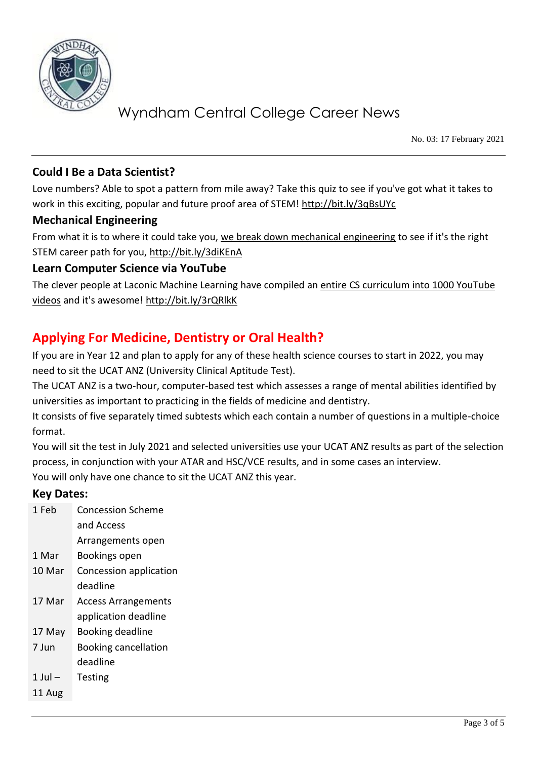### Could I Be a Data Scientist?

Love numbers? Able to spot a pattern from mile away? Take this quiz to see if you've got what it takes to work in this exciting, popular and future proof area of STEM! http://bit.ly/3qBsUYc

### Mechanical Engineering

From what it is to where it could take you, we break down mechanical engineering to see if it's the right STEM career path for you, http://bit.ly/3diKEnA

### Learn Computer Science via YouTube

The clever people at Laconic Machine Learning have compiled an entire CS curriculum into 1000 YouTube videos and it's awesome! http://bit.ly/3rQRlkK

## Applying For Medicine, Dentistry or Oral Health?

If you are in Year 12 and plan to apply for any of these health science courses to start in 2022, you may need to sit the UCAT ANZ (University Clinical Aptitude Test).

The UCAT ANZ is a two-hour, computer-based test which assesses a range of mental abilities identified by universities as important to practicing in the fields of medicine and dentistry.

It consists of five separately timed subtests which each contain a number of questions in a multiple-choice format.

You will sit the test in July 2021 and selected universities use your UCAT ANZ results as part of the selection process, in conjunction with your ATAR and HSC/VCE results, and in some cases an interview.

You will only have one chance to sit the UCAT ANZ this year.

### Key Dates:

| | |
|---|---|
| 1 Feb | Concession Scheme and Access Arrangements open |
| 1 Mar | Bookings open |
| 10 Mar | Concession application deadline |
| 17 Mar | Access Arrangements application deadline |
| 17 May | Booking deadline |
| 7 Jun | Booking cancellation deadline |
| 1 Jul – 11 Aug | Testing |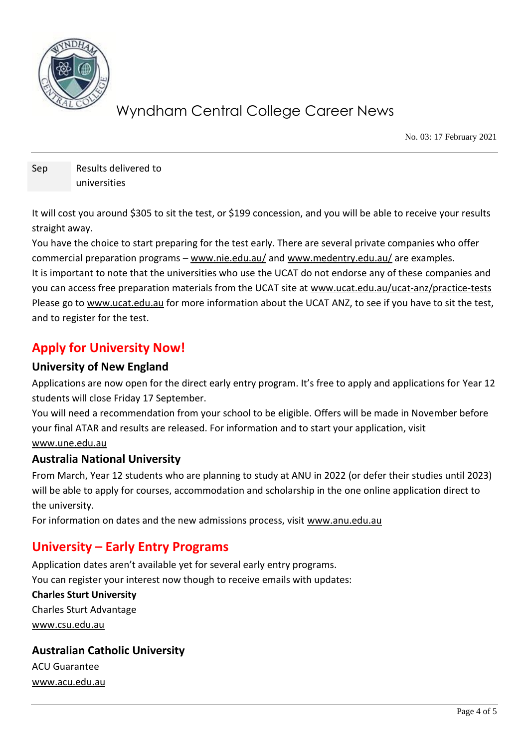| Sep | Results delivered to universities |
|---|---|

It will cost you around $305 to sit the test, or $199 concession, and you will be able to receive your results straight away.

You have the choice to start preparing for the test early. There are several private companies who offer commercial preparation programs – www.nie.edu.au/ and www.medentry.edu.au/ are examples.

It is important to note that the universities who use the UCAT do not endorse any of these companies and you can access free preparation materials from the UCAT site at www.ucat.edu.au/ucat-anz/practice-tests

Please go to www.ucat.edu.au for more information about the UCAT ANZ, to see if you have to sit the test, and to register for the test.

## Apply for University Now!

### University of New England

Applications are now open for the direct early entry program. It's free to apply and applications for Year 12 students will close Friday 17 September.

You will need a recommendation from your school to be eligible. Offers will be made in November before your final ATAR and results are released. For information and to start your application, visit www.une.edu.au

### Australia National University

From March, Year 12 students who are planning to study at ANU in 2022 (or defer their studies until 2023) will be able to apply for courses, accommodation and scholarship in the one online application direct to the university.

For information on dates and the new admissions process, visit www.anu.edu.au

## University – Early Entry Programs

Application dates aren't available yet for several early entry programs.

You can register your interest now though to receive emails with updates:

**Charles Sturt University**

Charles Sturt Advantage

www.csu.edu.au

### Australian Catholic University

ACU Guarantee

www.acu.edu.au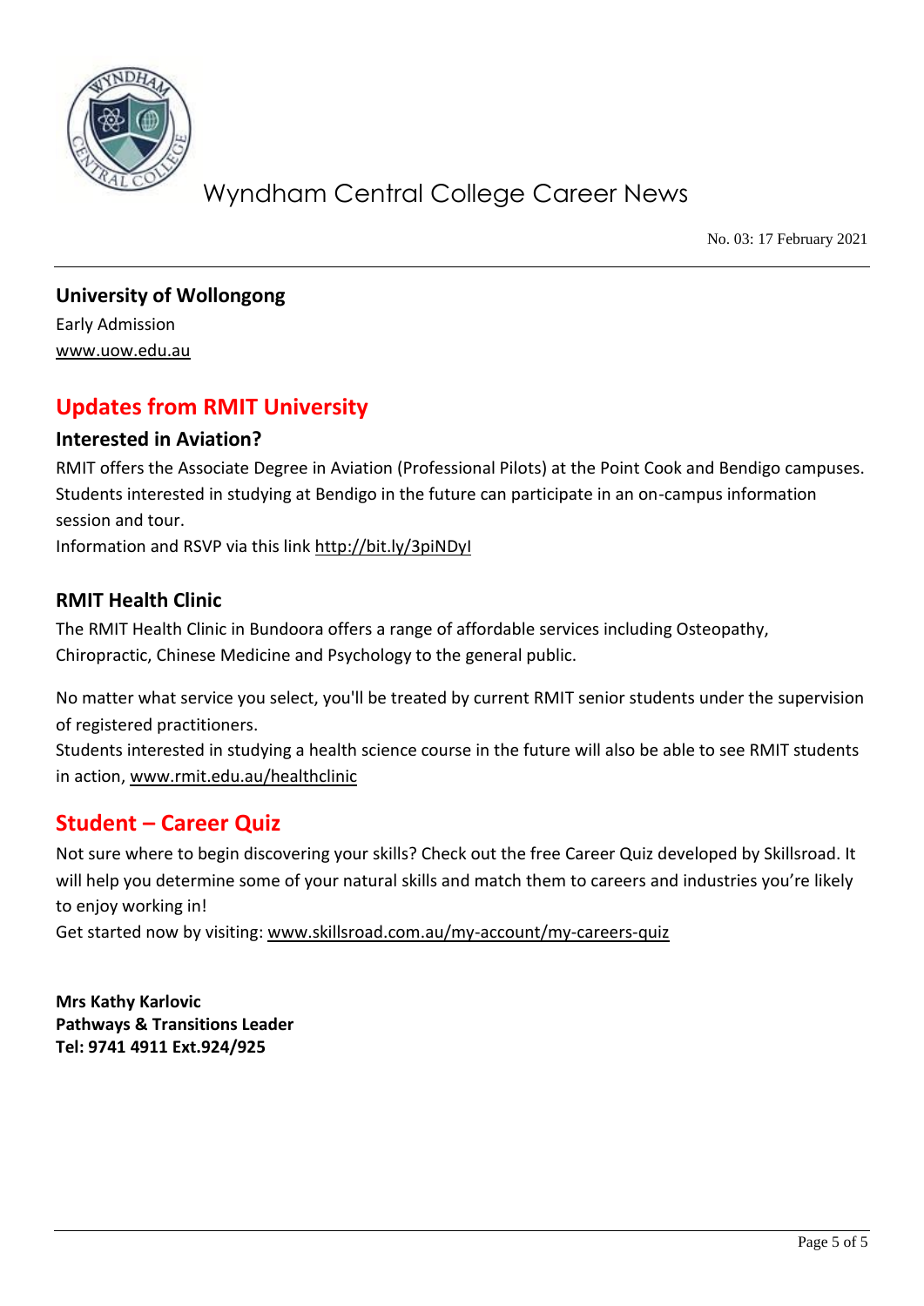### University of Wollongong

Early Admission
www.uow.edu.au

## Updates from RMIT University

### Interested in Aviation?

RMIT offers the Associate Degree in Aviation (Professional Pilots) at the Point Cook and Bendigo campuses. Students interested in studying at Bendigo in the future can participate in an on-campus information session and tour.
Information and RSVP via this link http://bit.ly/3piNDyI

### RMIT Health Clinic

The RMIT Health Clinic in Bundoora offers a range of affordable services including Osteopathy, Chiropractic, Chinese Medicine and Psychology to the general public.

No matter what service you select, you'll be treated by current RMIT senior students under the supervision of registered practitioners.
Students interested in studying a health science course in the future will also be able to see RMIT students in action, www.rmit.edu.au/healthclinic

## Student – Career Quiz

Not sure where to begin discovering your skills? Check out the free Career Quiz developed by Skillsroad. It will help you determine some of your natural skills and match them to careers and industries you're likely to enjoy working in!
Get started now by visiting: www.skillsroad.com.au/my-account/my-careers-quiz

**Mrs Kathy Karlovic**
**Pathways & Transitions Leader**
**Tel: 9741 4911 Ext.924/925**